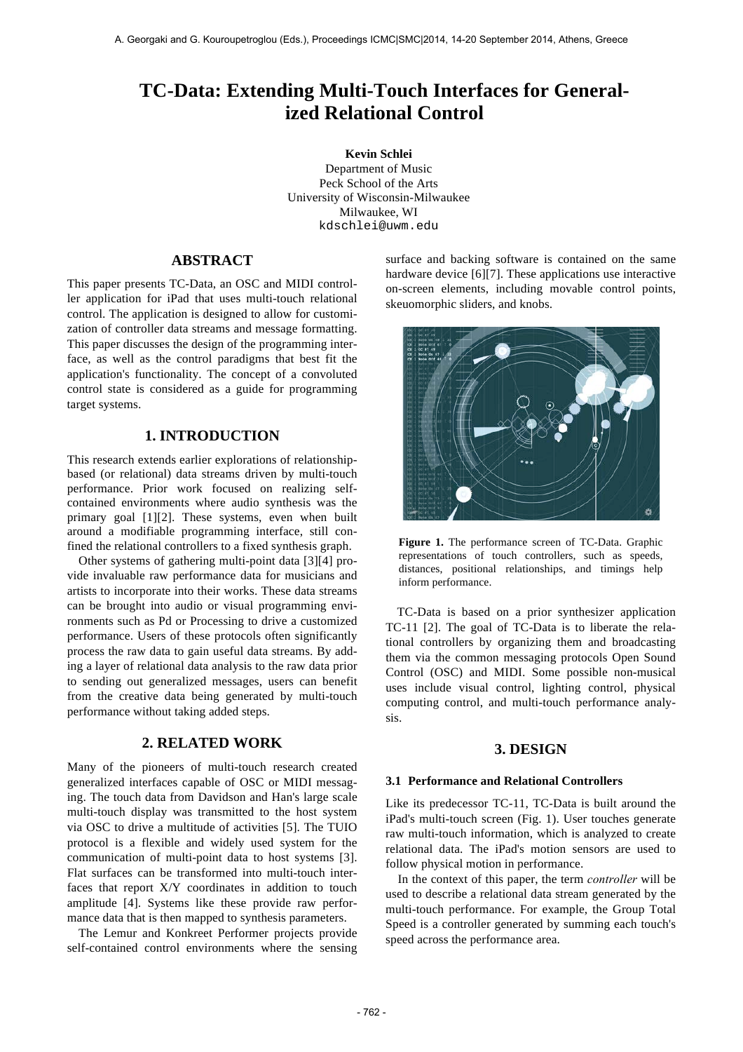# TC-Data: Extending Multi-Touch Interfaces for Generalized Relational Control

**Kevin Schlei**
Department of Music
Peck School of the Arts
University of Wisconsin-Milwaukee
Milwaukee, WI
kdschlei@uwm.edu

## ABSTRACT

This paper presents TC-Data, an OSC and MIDI controller application for iPad that uses multi-touch relational control. The application is designed to allow for customization of controller data streams and message formatting. This paper discusses the design of the programming interface, as well as the control paradigms that best fit the application's functionality. The concept of a convoluted control state is considered as a guide for programming target systems.

## 1. INTRODUCTION

This research extends earlier explorations of relationship-based (or relational) data streams driven by multi-touch performance. Prior work focused on realizing self-contained environments where audio synthesis was the primary goal [1][2]. These systems, even when built around a modifiable programming interface, still confined the relational controllers to a fixed synthesis graph.

Other systems of gathering multi-point data [3][4] provide invaluable raw performance data for musicians and artists to incorporate into their works. These data streams can be brought into audio or visual programming environments such as Pd or Processing to drive a customized performance. Users of these protocols often significantly process the raw data to gain useful data streams. By adding a layer of relational data analysis to the raw data prior to sending out generalized messages, users can benefit from the creative data being generated by multi-touch performance without taking added steps.

## 2. RELATED WORK

Many of the pioneers of multi-touch research created generalized interfaces capable of OSC or MIDI messaging. The touch data from Davidson and Han's large scale multi-touch display was transmitted to the host system via OSC to drive a multitude of activities [5]. The TUIO protocol is a flexible and widely used system for the communication of multi-point data to host systems [3]. Flat surfaces can be transformed into multi-touch interfaces that report X/Y coordinates in addition to touch amplitude [4]. Systems like these provide raw performance data that is then mapped to synthesis parameters.

The Lemur and Konkreet Performer projects provide self-contained control environments where the sensing surface and backing software is contained on the same hardware device [6][7]. These applications use interactive on-screen elements, including movable control points, skeuomorphic sliders, and knobs.

**Figure 1.** The performance screen of TC-Data. Graphic representations of touch controllers, such as speeds, distances, positional relationships, and timings help inform performance.

TC-Data is based on a prior synthesizer application TC-11 [2]. The goal of TC-Data is to liberate the relational controllers by organizing them and broadcasting them via the common messaging protocols Open Sound Control (OSC) and MIDI. Some possible non-musical uses include visual control, lighting control, physical computing control, and multi-touch performance analysis.

## 3. DESIGN

### 3.1 Performance and Relational Controllers

Like its predecessor TC-11, TC-Data is built around the iPad's multi-touch screen (Fig. 1). User touches generate raw multi-touch information, which is analyzed to create relational data. The iPad's motion sensors are used to follow physical motion in performance.

In the context of this paper, the term *controller* will be used to describe a relational data stream generated by the multi-touch performance. For example, the Group Total Speed is a controller generated by summing each touch's speed across the performance area.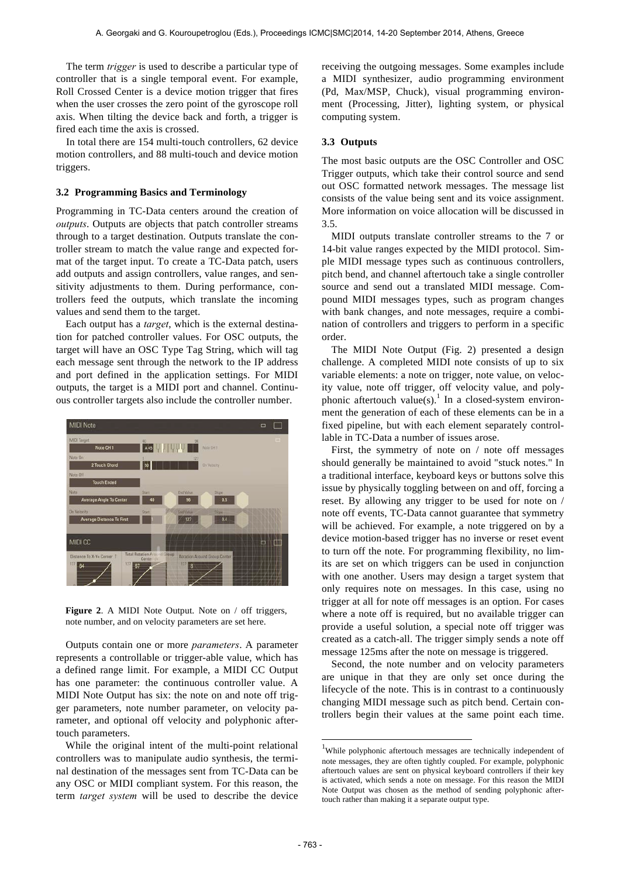The term *trigger* is used to describe a particular type of controller that is a single temporal event. For example, Roll Crossed Center is a device motion trigger that fires when the user crosses the zero point of the gyroscope roll axis. When tilting the device back and forth, a trigger is fired each time the axis is crossed.

In total there are 154 multi-touch controllers, 62 device motion controllers, and 88 multi-touch and device motion triggers.

### 3.2 Programming Basics and Terminology

Programming in TC-Data centers around the creation of *outputs*. Outputs are objects that patch controller streams through to a target destination. Outputs translate the controller stream to match the value range and expected format of the target input. To create a TC-Data patch, users add outputs and assign controllers, value ranges, and sensitivity adjustments to them. During performance, controllers feed the outputs, which translate the incoming values and send them to the target.

Each output has a *target*, which is the external destination for patched controller values. For OSC outputs, the target will have an OSC Type Tag String, which will tag each message sent through the network to the IP address and port defined in the application settings. For MIDI outputs, the target is a MIDI port and channel. Continuous controller targets also include the controller number.

**Figure 2**. A MIDI Note Output. Note on / off triggers, note number, and on velocity parameters are set here.

Outputs contain one or more *parameters*. A parameter represents a controllable or trigger-able value, which has a defined range limit. For example, a MIDI CC Output has one parameter: the continuous controller value. A MIDI Note Output has six: the note on and note off trigger parameters, note number parameter, on velocity parameter, and optional off velocity and polyphonic aftertouch parameters.

While the original intent of the multi-point relational controllers was to manipulate audio synthesis, the terminal destination of the messages sent from TC-Data can be any OSC or MIDI compliant system. For this reason, the term *target system* will be used to describe the device receiving the outgoing messages. Some examples include a MIDI synthesizer, audio programming environment (Pd, Max/MSP, Chuck), visual programming environment (Processing, Jitter), lighting system, or physical computing system.

### 3.3 Outputs

The most basic outputs are the OSC Controller and OSC Trigger outputs, which take their control source and send out OSC formatted network messages. The message list consists of the value being sent and its voice assignment. More information on voice allocation will be discussed in 3.5.

MIDI outputs translate controller streams to the 7 or 14-bit value ranges expected by the MIDI protocol. Simple MIDI message types such as continuous controllers, pitch bend, and channel aftertouch take a single controller source and send out a translated MIDI message. Compound MIDI messages types, such as program changes with bank changes, and note messages, require a combination of controllers and triggers to perform in a specific order.

The MIDI Note Output (Fig. 2) presented a design challenge. A completed MIDI note consists of up to six variable elements: a note on trigger, note value, on velocity value, note off trigger, off velocity value, and polyphonic aftertouch value(s).[1] In a closed-system environment the generation of each of these elements can be in a fixed pipeline, but with each element separately controllable in TC-Data a number of issues arose.

First, the symmetry of note on / note off messages should generally be maintained to avoid "stuck notes." In a traditional interface, keyboard keys or buttons solve this issue by physically toggling between on and off, forcing a reset. By allowing any trigger to be used for note on / note off events, TC-Data cannot guarantee that symmetry will be achieved. For example, a note triggered on by a device motion-based trigger has no inverse or reset event to turn off the note. For programming flexibility, no limits are set on which triggers can be used in conjunction with one another. Users may design a target system that only requires note on messages. In this case, using no trigger at all for note off messages is an option. For cases where a note off is required, but no available trigger can provide a useful solution, a special note off trigger was created as a catch-all. The trigger simply sends a note off message 125ms after the note on message is triggered.

Second, the note number and on velocity parameters are unique in that they are only set once during the lifecycle of the note. This is in contrast to a continuously changing MIDI message such as pitch bend. Certain controllers begin their values at the same point each time.

[1] While polyphonic aftertouch messages are technically independent of note messages, they are often tightly coupled. For example, polyphonic aftertouch values are sent on physical keyboard controllers if their key is activated, which sends a note on message. For this reason the MIDI Note Output was chosen as the method of sending polyphonic aftertouch rather than making it a separate output type.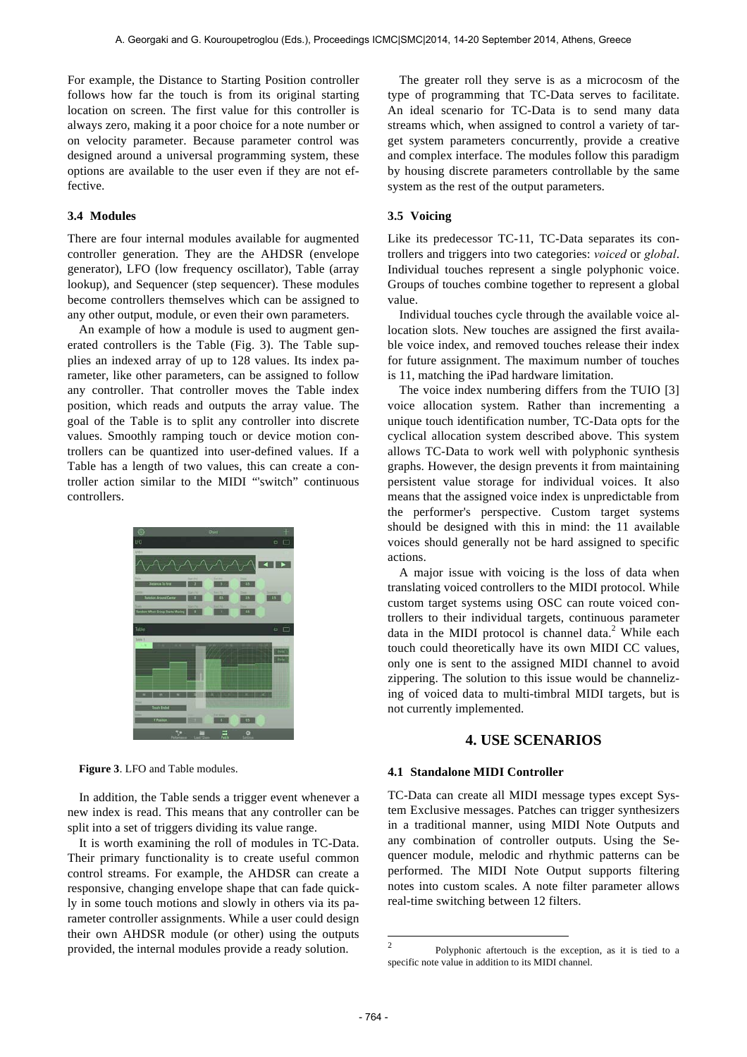For example, the Distance to Starting Position controller follows how far the touch is from its original starting location on screen. The first value for this controller is always zero, making it a poor choice for a note number or on velocity parameter. Because parameter control was designed around a universal programming system, these options are available to the user even if they are not effective.

### 3.4 Modules

There are four internal modules available for augmented controller generation. They are the AHDSR (envelope generator), LFO (low frequency oscillator), Table (array lookup), and Sequencer (step sequencer). These modules become controllers themselves which can be assigned to any other output, module, or even their own parameters.

An example of how a module is used to augment generated controllers is the Table (Fig. 3). The Table supplies an indexed array of up to 128 values. Its index parameter, like other parameters, can be assigned to follow any controller. That controller moves the Table index position, which reads and outputs the array value. The goal of the Table is to split any controller into discrete values. Smoothly ramping touch or device motion controllers can be quantized into user-defined values. If a Table has a length of two values, this can create a controller action similar to the MIDI "'switch" continuous controllers.

**Figure 3**. LFO and Table modules.

In addition, the Table sends a trigger event whenever a new index is read. This means that any controller can be split into a set of triggers dividing its value range.

It is worth examining the roll of modules in TC-Data. Their primary functionality is to create useful common control streams. For example, the AHDSR can create a responsive, changing envelope shape that can fade quickly in some touch motions and slowly in others via its parameter controller assignments. While a user could design their own AHDSR module (or other) using the outputs provided, the internal modules provide a ready solution.

The greater roll they serve is as a microcosm of the type of programming that TC-Data serves to facilitate. An ideal scenario for TC-Data is to send many data streams which, when assigned to control a variety of target system parameters concurrently, provide a creative and complex interface. The modules follow this paradigm by housing discrete parameters controllable by the same system as the rest of the output parameters.

### 3.5 Voicing

Like its predecessor TC-11, TC-Data separates its controllers and triggers into two categories: *voiced* or *global*. Individual touches represent a single polyphonic voice. Groups of touches combine together to represent a global value.

Individual touches cycle through the available voice allocation slots. New touches are assigned the first available voice index, and removed touches release their index for future assignment. The maximum number of touches is 11, matching the iPad hardware limitation.

The voice index numbering differs from the TUIO [3] voice allocation system. Rather than incrementing a unique touch identification number, TC-Data opts for the cyclical allocation system described above. This system allows TC-Data to work well with polyphonic synthesis graphs. However, the design prevents it from maintaining persistent value storage for individual voices. It also means that the assigned voice index is unpredictable from the performer's perspective. Custom target systems should be designed with this in mind: the 11 available voices should generally not be hard assigned to specific actions.

A major issue with voicing is the loss of data when translating voiced controllers to the MIDI protocol. While custom target systems using OSC can route voiced controllers to their individual targets, continuous parameter data in the MIDI protocol is channel data.[2] While each touch could theoretically have its own MIDI CC values, only one is sent to the assigned MIDI channel to avoid zippering. The solution to this issue would be channelizing of voiced data to multi-timbral MIDI targets, but is not currently implemented.

## 4. USE SCENARIOS

### 4.1 Standalone MIDI Controller

TC-Data can create all MIDI message types except System Exclusive messages. Patches can trigger synthesizers in a traditional manner, using MIDI Note Outputs and any combination of controller outputs. Using the Sequencer module, melodic and rhythmic patterns can be performed. The MIDI Note Output supports filtering notes into custom scales. A note filter parameter allows real-time switching between 12 filters.

[2] Polyphonic aftertouch is the exception, as it is tied to a specific note value in addition to its MIDI channel.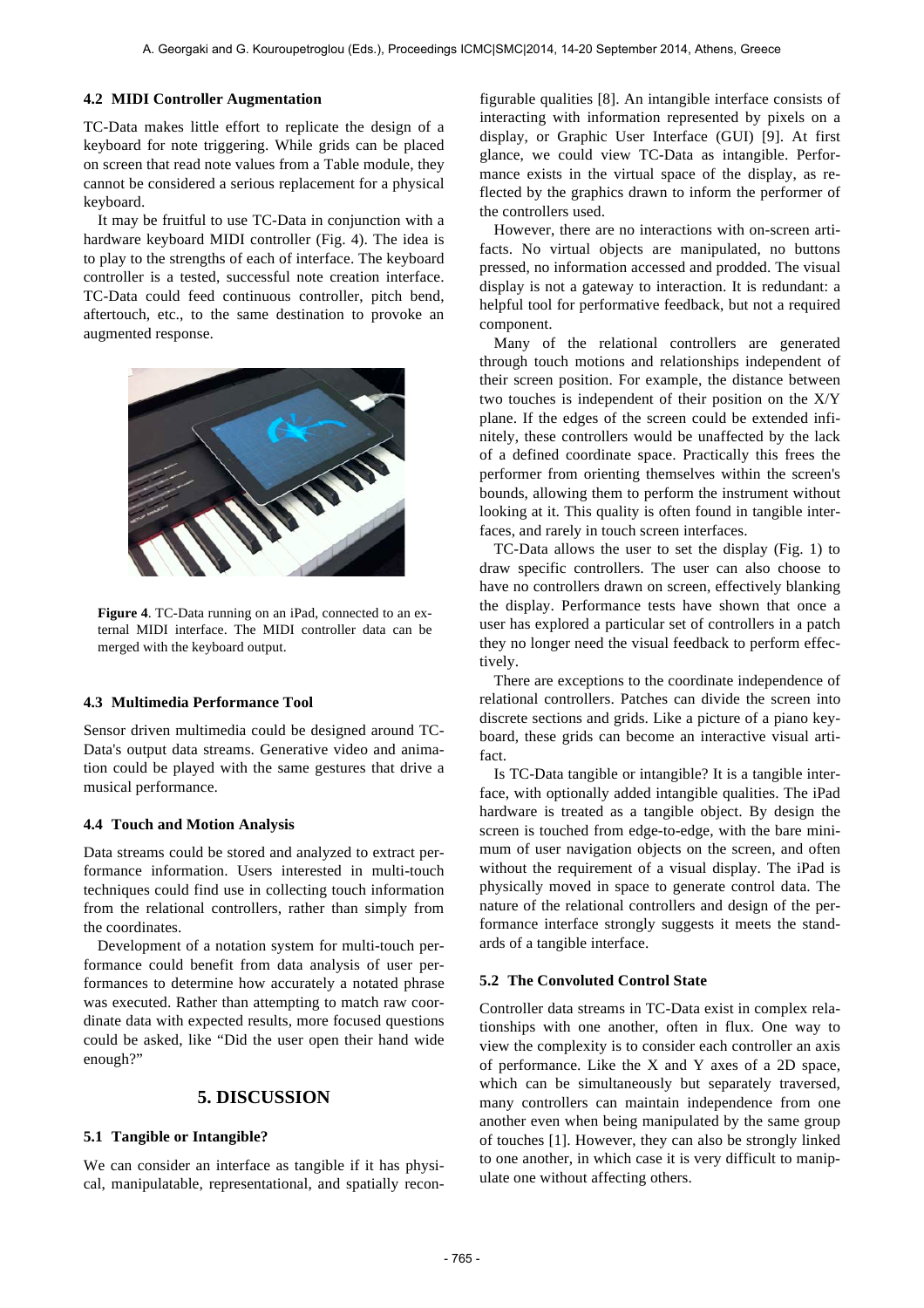### 4.2 MIDI Controller Augmentation

TC-Data makes little effort to replicate the design of a keyboard for note triggering. While grids can be placed on screen that read note values from a Table module, they cannot be considered a serious replacement for a physical keyboard.

It may be fruitful to use TC-Data in conjunction with a hardware keyboard MIDI controller (Fig. 4). The idea is to play to the strengths of each of interface. The keyboard controller is a tested, successful note creation interface. TC-Data could feed continuous controller, pitch bend, aftertouch, etc., to the same destination to provoke an augmented response.

**Figure 4**. TC-Data running on an iPad, connected to an external MIDI interface. The MIDI controller data can be merged with the keyboard output.

### 4.3 Multimedia Performance Tool

Sensor driven multimedia could be designed around TC-Data's output data streams. Generative video and animation could be played with the same gestures that drive a musical performance.

### 4.4 Touch and Motion Analysis

Data streams could be stored and analyzed to extract performance information. Users interested in multi-touch techniques could find use in collecting touch information from the relational controllers, rather than simply from the coordinates.

Development of a notation system for multi-touch performance could benefit from data analysis of user performances to determine how accurately a notated phrase was executed. Rather than attempting to match raw coordinate data with expected results, more focused questions could be asked, like "Did the user open their hand wide enough?"

## 5. DISCUSSION

### 5.1 Tangible or Intangible?

We can consider an interface as tangible if it has physical, manipulatable, representational, and spatially reconfigurable qualities [8]. An intangible interface consists of interacting with information represented by pixels on a display, or Graphic User Interface (GUI) [9]. At first glance, we could view TC-Data as intangible. Performance exists in the virtual space of the display, as reflected by the graphics drawn to inform the performer of the controllers used.

However, there are no interactions with on-screen artifacts. No virtual objects are manipulated, no buttons pressed, no information accessed and prodded. The visual display is not a gateway to interaction. It is redundant: a helpful tool for performative feedback, but not a required component.

Many of the relational controllers are generated through touch motions and relationships independent of their screen position. For example, the distance between two touches is independent of their position on the X/Y plane. If the edges of the screen could be extended infinitely, these controllers would be unaffected by the lack of a defined coordinate space. Practically this frees the performer from orienting themselves within the screen's bounds, allowing them to perform the instrument without looking at it. This quality is often found in tangible interfaces, and rarely in touch screen interfaces.

TC-Data allows the user to set the display (Fig. 1) to draw specific controllers. The user can also choose to have no controllers drawn on screen, effectively blanking the display. Performance tests have shown that once a user has explored a particular set of controllers in a patch they no longer need the visual feedback to perform effectively.

There are exceptions to the coordinate independence of relational controllers. Patches can divide the screen into discrete sections and grids. Like a picture of a piano keyboard, these grids can become an interactive visual artifact.

Is TC-Data tangible or intangible? It is a tangible interface, with optionally added intangible qualities. The iPad hardware is treated as a tangible object. By design the screen is touched from edge-to-edge, with the bare minimum of user navigation objects on the screen, and often without the requirement of a visual display. The iPad is physically moved in space to generate control data. The nature of the relational controllers and design of the performance interface strongly suggests it meets the standards of a tangible interface.

### 5.2 The Convoluted Control State

Controller data streams in TC-Data exist in complex relationships with one another, often in flux. One way to view the complexity is to consider each controller an axis of performance. Like the X and Y axes of a 2D space, which can be simultaneously but separately traversed, many controllers can maintain independence from one another even when being manipulated by the same group of touches [1]. However, they can also be strongly linked to one another, in which case it is very difficult to manipulate one without affecting others.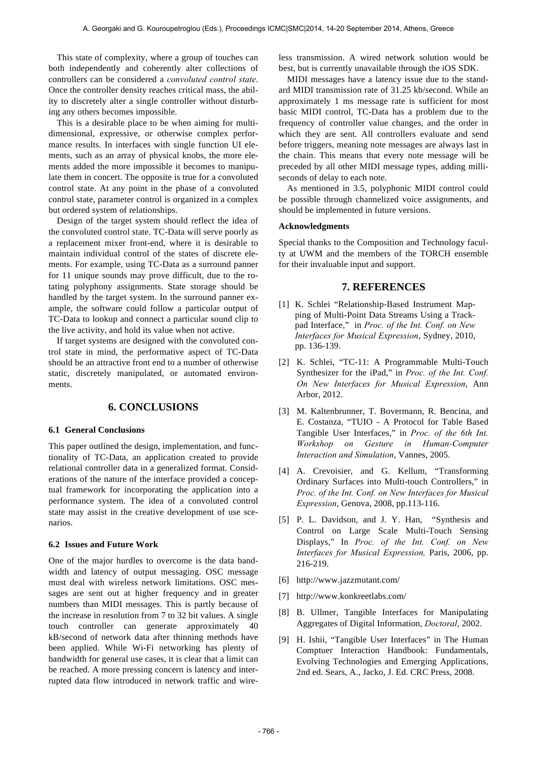This state of complexity, where a group of touches can both independently and coherently alter collections of controllers can be considered a *convoluted control state*. Once the controller density reaches critical mass, the ability to discretely alter a single controller without disturbing any others becomes impossible.

This is a desirable place to be when aiming for multi-dimensional, expressive, or otherwise complex performance results. In interfaces with single function UI elements, such as an array of physical knobs, the more elements added the more impossible it becomes to manipulate them in concert. The opposite is true for a convoluted control state. At any point in the phase of a convoluted control state, parameter control is organized in a complex but ordered system of relationships.

Design of the target system should reflect the idea of the convoluted control state. TC-Data will serve poorly as a replacement mixer front-end, where it is desirable to maintain individual control of the states of discrete elements. For example, using TC-Data as a surround panner for 11 unique sounds may prove difficult, due to the rotating polyphony assignments. State storage should be handled by the target system. In the surround panner example, the software could follow a particular output of TC-Data to lookup and connect a particular sound clip to the live activity, and hold its value when not active.

If target systems are designed with the convoluted control state in mind, the performative aspect of TC-Data should be an attractive front end to a number of otherwise static, discretely manipulated, or automated environments.

## 6. CONCLUSIONS

### 6.1 General Conclusions

This paper outlined the design, implementation, and functionality of TC-Data, an application created to provide relational controller data in a generalized format. Considerations of the nature of the interface provided a conceptual framework for incorporating the application into a performance system. The idea of a convoluted control state may assist in the creative development of use scenarios.

### 6.2 Issues and Future Work

One of the major hurdles to overcome is the data bandwidth and latency of output messaging. OSC message must deal with wireless network limitations. OSC messages are sent out at higher frequency and in greater numbers than MIDI messages. This is partly because of the increase in resolution from 7 to 32 bit values. A single touch controller can generate approximately 40 kB/second of network data after thinning methods have been applied. While Wi-Fi networking has plenty of bandwidth for general use cases, it is clear that a limit can be reached. A more pressing concern is latency and interrupted data flow introduced in network traffic and wireless transmission. A wired network solution would be best, but is currently unavailable through the iOS SDK.

MIDI messages have a latency issue due to the standard MIDI transmission rate of 31.25 kb/second. While an approximately 1 ms message rate is sufficient for most basic MIDI control, TC-Data has a problem due to the frequency of controller value changes, and the order in which they are sent. All controllers evaluate and send before triggers, meaning note messages are always last in the chain. This means that every note message will be preceded by all other MIDI message types, adding milliseconds of delay to each note.

As mentioned in 3.5, polyphonic MIDI control could be possible through channelized voice assignments, and should be implemented in future versions.

#### Acknowledgments

Special thanks to the Composition and Technology faculty at UWM and the members of the TORCH ensemble for their invaluable input and support.

## 7. REFERENCES

[1] K. Schlei "Relationship-Based Instrument Mapping of Multi-Point Data Streams Using a Trackpad Interface," in *Proc. of the Int. Conf. on New Interfaces for Musical Expression*, Sydney, 2010, pp. 136-139.

[2] K. Schlei, "TC-11: A Programmable Multi-Touch Synthesizer for the iPad," in *Proc. of the Int. Conf. On New Interfaces for Musical Expression*, Ann Arbor, 2012.

[3] M. Kaltenbrunner, T. Bovermann, R. Bencina, and E. Costanza, "TUIO - A Protocol for Table Based Tangible User Interfaces," in *Proc. of the 6th Int. Workshop on Gesture in Human-Computer Interaction and Simulation*, Vannes, 2005.

[4] A. Crevoisier, and G. Kellum, "Transforming Ordinary Surfaces into Multi-touch Controllers," in *Proc. of the Int. Conf. on New Interfaces for Musical Expression*, Genova, 2008, pp.113-116.

[5] P. L. Davidson, and J. Y. Han, "Synthesis and Control on Large Scale Multi-Touch Sensing Displays," In *Proc. of the Int. Conf. on New Interfaces for Musical Expression,* Paris, 2006, pp. 216-219.

[6] http://www.jazzmutant.com/

[7] http://www.konkreetlabs.com/

[8] B. Ullmer, Tangible Interfaces for Manipulating Aggregates of Digital Information, *Doctoral*, 2002.

[9] H. Ishii, "Tangible User Interfaces" in The Human Comptuer Interaction Handbook: Fundamentals, Evolving Technologies and Emerging Applications, 2nd ed. Sears, A., Jacko, J. Ed. CRC Press, 2008.